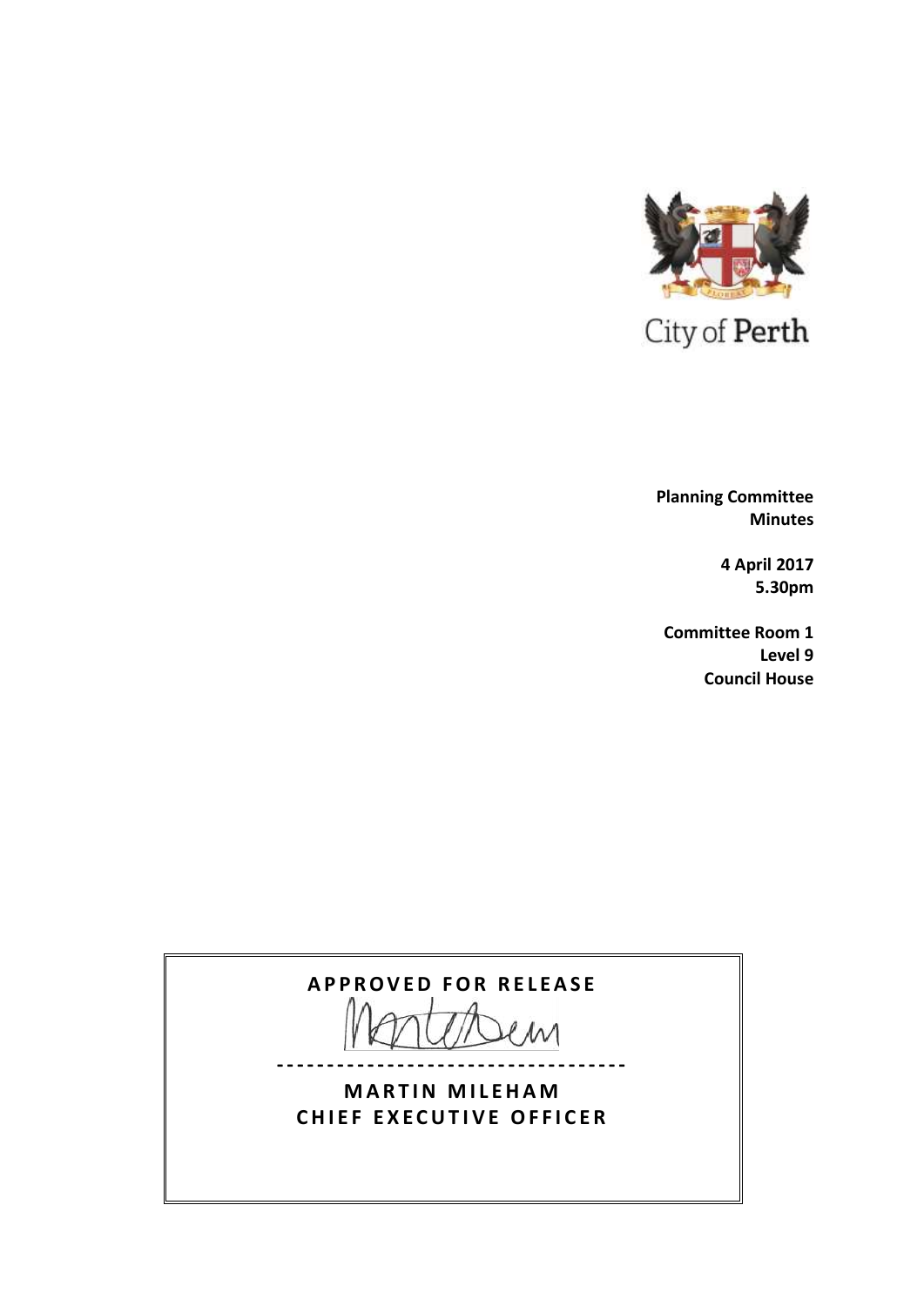City of Perth

**Planning Committee**
**Minutes**

**4 April 2017**
**5.30pm**

**Committee Room 1**
**Level 9**
**Council House**

**APPROVED FOR RELEASE**

----------------------------------

**MARTIN MILEHAM**
**CHIEF EXECUTIVE OFFICER**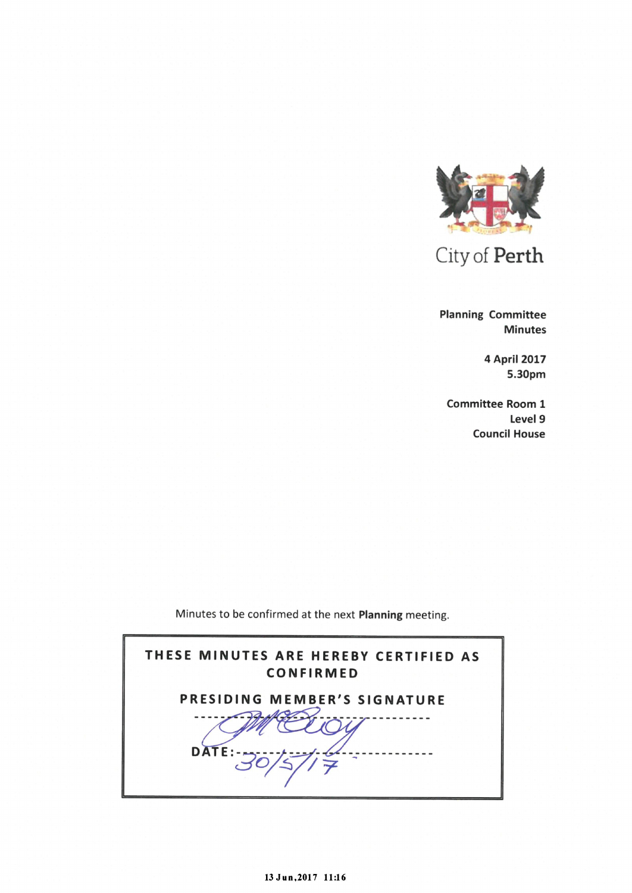City of Perth

**Planning Committee**
**Minutes**

**4 April 2017**
**5.30pm**

**Committee Room 1**
**Level 9**
**Council House**

Minutes to be confirmed at the next **Planning** meeting.

THESE MINUTES ARE HEREBY CERTIFIED AS CONFIRMED

PRESIDING MEMBER'S SIGNATURE

DATE: 30/5/17

13 Jun,2017 11:16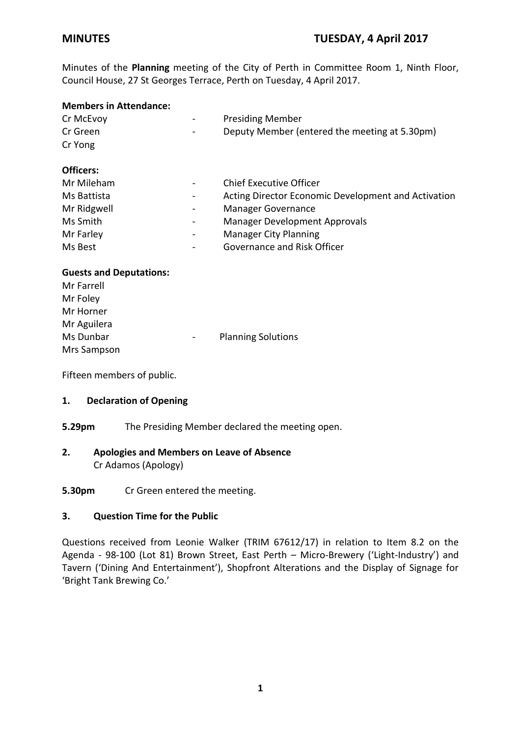**MINUTES** **TUESDAY, 4 April 2017**

Minutes of the **Planning** meeting of the City of Perth in Committee Room 1, Ninth Floor, Council House, 27 St Georges Terrace, Perth on Tuesday, 4 April 2017.

**Members in Attendance:**

| | | |
|---|---|---|
| Cr McEvoy | - | Presiding Member |
| Cr Green | - | Deputy Member (entered the meeting at 5.30pm) |
| Cr Yong | | |

**Officers:**

| | | |
|---|---|---|
| Mr Mileham | - | Chief Executive Officer |
| Ms Battista | - | Acting Director Economic Development and Activation |
| Mr Ridgwell | - | Manager Governance |
| Ms Smith | - | Manager Development Approvals |
| Mr Farley | - | Manager City Planning |
| Ms Best | - | Governance and Risk Officer |

**Guests and Deputations:**

| | | |
|---|---|---|
| Mr Farrell | | |
| Mr Foley | | |
| Mr Horner | | |
| Mr Aguilera | | |
| Ms Dunbar | - | Planning Solutions |
| Mrs Sampson | | |

Fifteen members of public.

## 1. Declaration of Opening

**5.29pm** The Presiding Member declared the meeting open.

## 2. Apologies and Members on Leave of Absence

Cr Adamos (Apology)

**5.30pm** Cr Green entered the meeting.

## 3. Question Time for the Public

Questions received from Leonie Walker (TRIM 67612/17) in relation to Item 8.2 on the Agenda - 98-100 (Lot 81) Brown Street, East Perth – Micro-Brewery ('Light-Industry') and Tavern ('Dining And Entertainment'), Shopfront Alterations and the Display of Signage for 'Bright Tank Brewing Co.'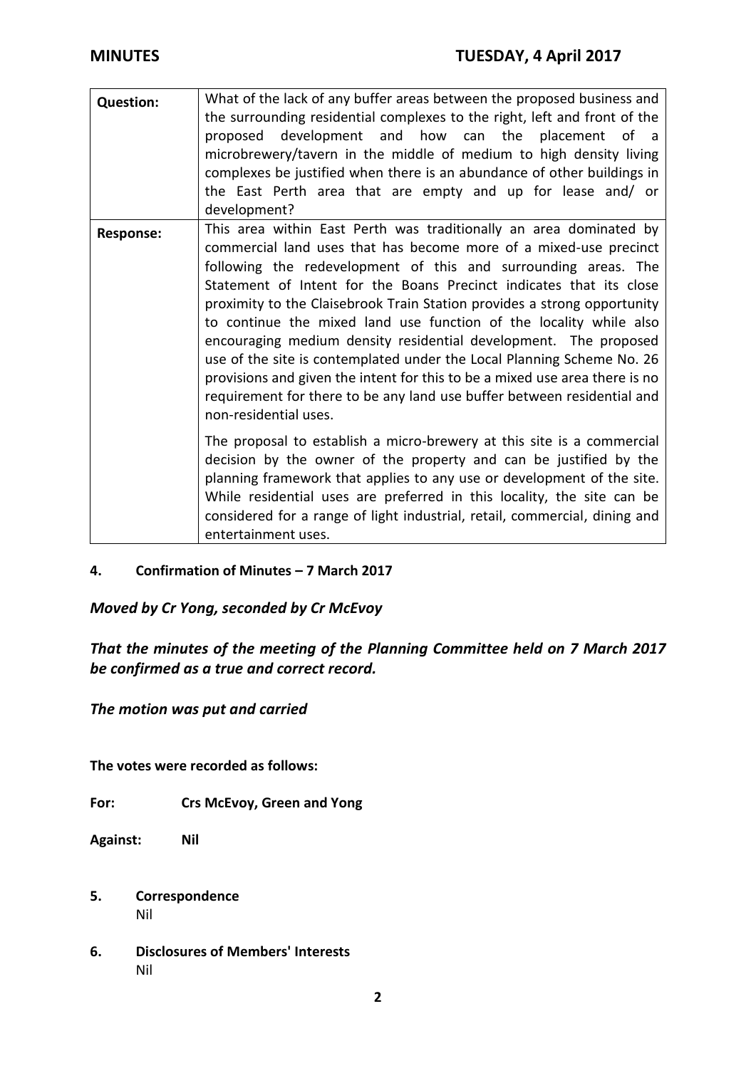| **Question:** | What of the lack of any buffer areas between the proposed business and the surrounding residential complexes to the right, left and front of the proposed development and how can the placement of a microbrewery/tavern in the middle of medium to high density living complexes be justified when there is an abundance of other buildings in the East Perth area that are empty and up for lease and/ or development? |
|---|---|
| **Response:** | This area within East Perth was traditionally an area dominated by commercial land uses that has become more of a mixed-use precinct following the redevelopment of this and surrounding areas. The Statement of Intent for the Boans Precinct indicates that its close proximity to the Claisebrook Train Station provides a strong opportunity to continue the mixed land use function of the locality while also encouraging medium density residential development. The proposed use of the site is contemplated under the Local Planning Scheme No. 26 provisions and given the intent for this to be a mixed use area there is no requirement for there to be any land use buffer between residential and non-residential uses.<br><br>The proposal to establish a micro-brewery at this site is a commercial decision by the owner of the property and can be justified by the planning framework that applies to any use or development of the site. While residential uses are preferred in this locality, the site can be considered for a range of light industrial, retail, commercial, dining and entertainment uses. |

**4. Confirmation of Minutes – 7 March 2017**

***Moved by Cr Yong, seconded by Cr McEvoy***

***That the minutes of the meeting of the Planning Committee held on 7 March 2017 be confirmed as a true and correct record.***

***The motion was put and carried***

**The votes were recorded as follows:**

**For:** **Crs McEvoy, Green and Yong**

**Against:** **Nil**

**5. Correspondence**

Nil

**6. Disclosures of Members' Interests**

Nil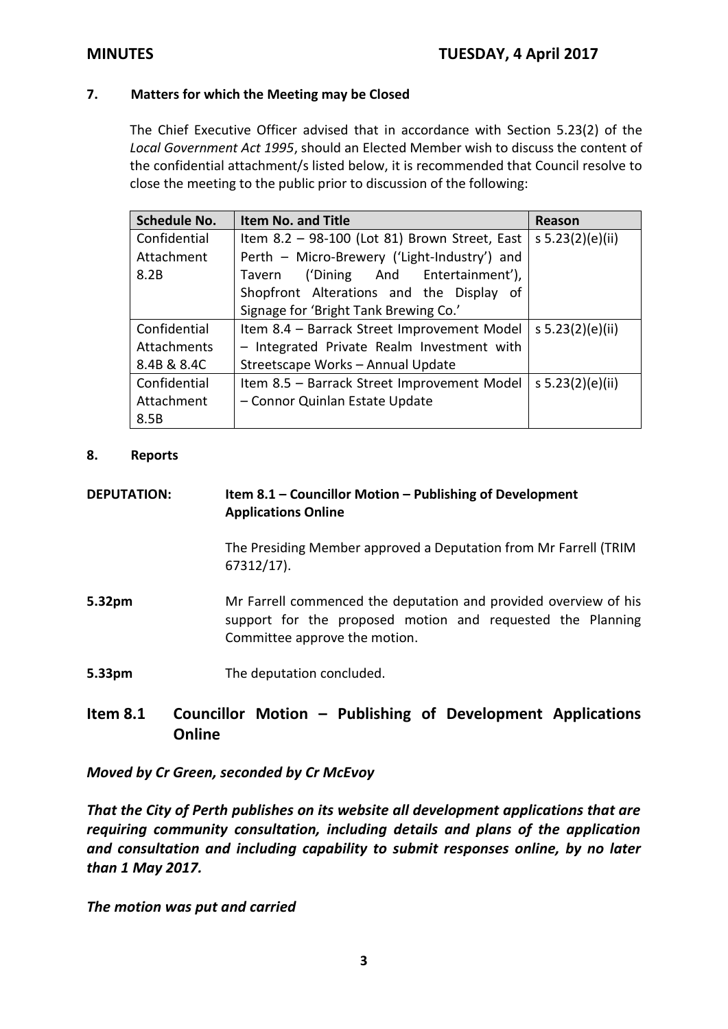## 7. Matters for which the Meeting may be Closed

The Chief Executive Officer advised that in accordance with Section 5.23(2) of the *Local Government Act 1995*, should an Elected Member wish to discuss the content of the confidential attachment/s listed below, it is recommended that Council resolve to close the meeting to the public prior to discussion of the following:

| Schedule No. | Item No. and Title | Reason |
|---|---|---|
| Confidential Attachment 8.2B | Item 8.2 – 98-100 (Lot 81) Brown Street, East Perth – Micro-Brewery ('Light-Industry') and Tavern ('Dining And Entertainment'), Shopfront Alterations and the Display of Signage for 'Bright Tank Brewing Co.' | s 5.23(2)(e)(ii) |
| Confidential Attachments 8.4B & 8.4C | Item 8.4 – Barrack Street Improvement Model – Integrated Private Realm Investment with Streetscape Works – Annual Update | s 5.23(2)(e)(ii) |
| Confidential Attachment 8.5B | Item 8.5 – Barrack Street Improvement Model – Connor Quinlan Estate Update | s 5.23(2)(e)(ii) |

## 8. Reports

**DEPUTATION:** **Item 8.1 – Councillor Motion – Publishing of Development Applications Online**

The Presiding Member approved a Deputation from Mr Farrell (TRIM 67312/17).

**5.32pm** Mr Farrell commenced the deputation and provided overview of his support for the proposed motion and requested the Planning Committee approve the motion.

**5.33pm** The deputation concluded.

## Item 8.1 Councillor Motion – Publishing of Development Applications Online

***Moved by Cr Green, seconded by Cr McEvoy***

***That the City of Perth publishes on its website all development applications that are requiring community consultation, including details and plans of the application and consultation and including capability to submit responses online, by no later than 1 May 2017.***

***The motion was put and carried***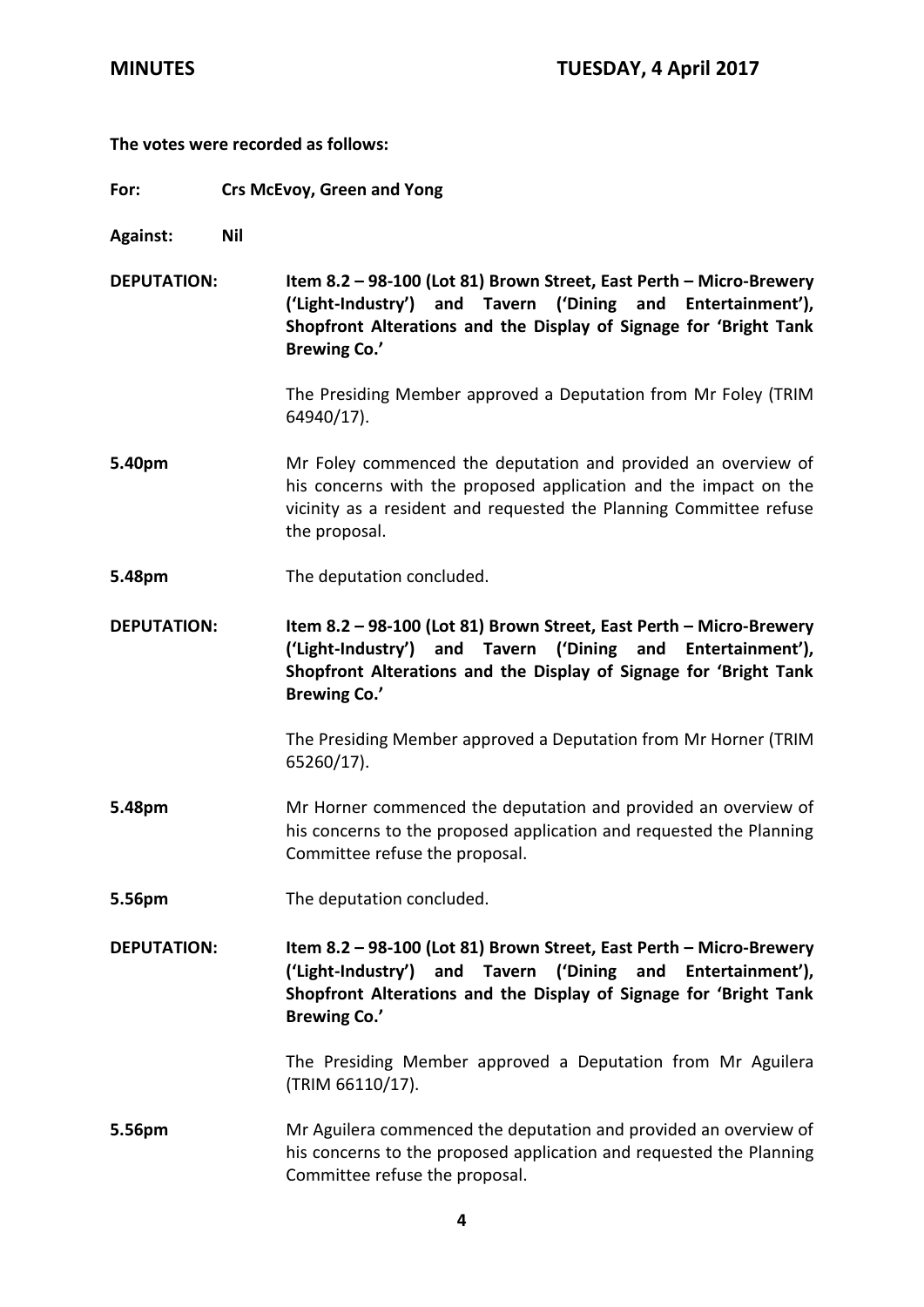**The votes were recorded as follows:**

**For:** **Crs McEvoy, Green and Yong**

**Against:** **Nil**

**DEPUTATION:** **Item 8.2 – 98-100 (Lot 81) Brown Street, East Perth – Micro-Brewery ('Light-Industry') and Tavern ('Dining and Entertainment'), Shopfront Alterations and the Display of Signage for 'Bright Tank Brewing Co.'**

The Presiding Member approved a Deputation from Mr Foley (TRIM 64940/17).

**5.40pm** Mr Foley commenced the deputation and provided an overview of his concerns with the proposed application and the impact on the vicinity as a resident and requested the Planning Committee refuse the proposal.

**5.48pm** The deputation concluded.

**DEPUTATION:** **Item 8.2 – 98-100 (Lot 81) Brown Street, East Perth – Micro-Brewery ('Light-Industry') and Tavern ('Dining and Entertainment'), Shopfront Alterations and the Display of Signage for 'Bright Tank Brewing Co.'**

The Presiding Member approved a Deputation from Mr Horner (TRIM 65260/17).

**5.48pm** Mr Horner commenced the deputation and provided an overview of his concerns to the proposed application and requested the Planning Committee refuse the proposal.

**5.56pm** The deputation concluded.

**DEPUTATION:** **Item 8.2 – 98-100 (Lot 81) Brown Street, East Perth – Micro-Brewery ('Light-Industry') and Tavern ('Dining and Entertainment'), Shopfront Alterations and the Display of Signage for 'Bright Tank Brewing Co.'**

The Presiding Member approved a Deputation from Mr Aguilera (TRIM 66110/17).

**5.56pm** Mr Aguilera commenced the deputation and provided an overview of his concerns to the proposed application and requested the Planning Committee refuse the proposal.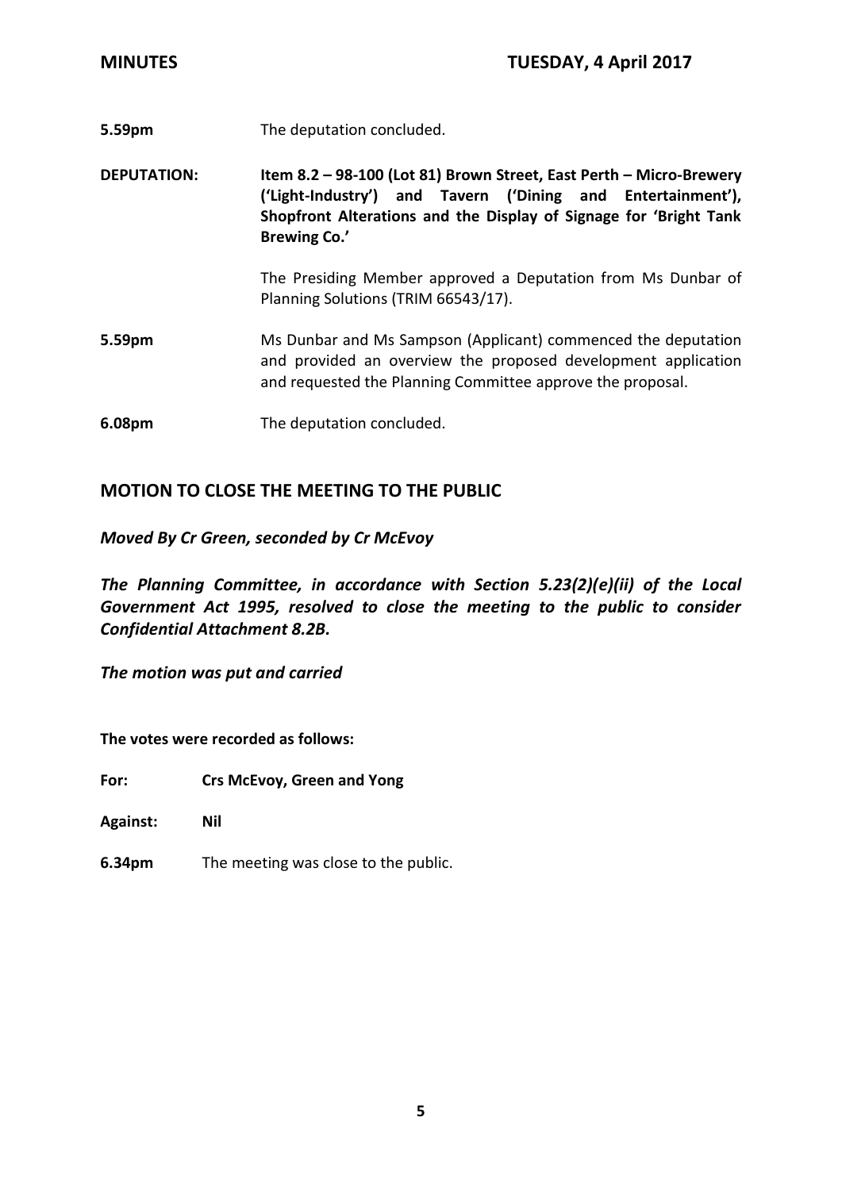**5.59pm** The deputation concluded.

**DEPUTATION:** **Item 8.2 – 98-100 (Lot 81) Brown Street, East Perth – Micro-Brewery ('Light-Industry') and Tavern ('Dining and Entertainment'), Shopfront Alterations and the Display of Signage for 'Bright Tank Brewing Co.'**

The Presiding Member approved a Deputation from Ms Dunbar of Planning Solutions (TRIM 66543/17).

**5.59pm** Ms Dunbar and Ms Sampson (Applicant) commenced the deputation and provided an overview the proposed development application and requested the Planning Committee approve the proposal.

**6.08pm** The deputation concluded.

## MOTION TO CLOSE THE MEETING TO THE PUBLIC

***Moved By Cr Green, seconded by Cr McEvoy***

***The Planning Committee, in accordance with Section 5.23(2)(e)(ii) of the Local Government Act 1995, resolved to close the meeting to the public to consider Confidential Attachment 8.2B.***

***The motion was put and carried***

**The votes were recorded as follows:**

**For:** **Crs McEvoy, Green and Yong**

**Against:** **Nil**

**6.34pm** The meeting was close to the public.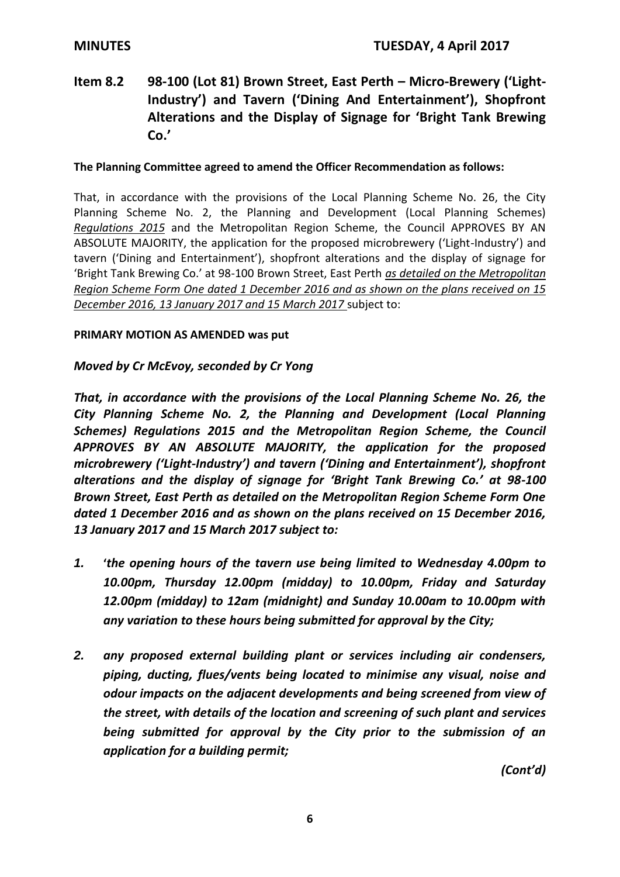## Item 8.2 98-100 (Lot 81) Brown Street, East Perth – Micro-Brewery ('Light-Industry') and Tavern ('Dining And Entertainment'), Shopfront Alterations and the Display of Signage for 'Bright Tank Brewing Co.'

**The Planning Committee agreed to amend the Officer Recommendation as follows:**

That, in accordance with the provisions of the Local Planning Scheme No. 26, the City Planning Scheme No. 2, the Planning and Development (Local Planning Schemes) *Regulations 2015* and the Metropolitan Region Scheme, the Council APPROVES BY AN ABSOLUTE MAJORITY, the application for the proposed microbrewery ('Light-Industry') and tavern ('Dining and Entertainment'), shopfront alterations and the display of signage for 'Bright Tank Brewing Co.' at 98-100 Brown Street, East Perth *as detailed on the Metropolitan Region Scheme Form One dated 1 December 2016 and as shown on the plans received on 15 December 2016, 13 January 2017 and 15 March 2017* subject to:

**PRIMARY MOTION AS AMENDED was put**

***Moved by Cr McEvoy, seconded by Cr Yong***

***That, in accordance with the provisions of the Local Planning Scheme No. 26, the City Planning Scheme No. 2, the Planning and Development (Local Planning Schemes) Regulations 2015 and the Metropolitan Region Scheme, the Council APPROVES BY AN ABSOLUTE MAJORITY, the application for the proposed microbrewery ('Light-Industry') and tavern ('Dining and Entertainment'), shopfront alterations and the display of signage for 'Bright Tank Brewing Co.' at 98-100 Brown Street, East Perth as detailed on the Metropolitan Region Scheme Form One dated 1 December 2016 and as shown on the plans received on 15 December 2016, 13 January 2017 and 15 March 2017 subject to:***

1. ***'the opening hours of the tavern use being limited to Wednesday 4.00pm to 10.00pm, Thursday 12.00pm (midday) to 10.00pm, Friday and Saturday 12.00pm (midday) to 12am (midnight) and Sunday 10.00am to 10.00pm with any variation to these hours being submitted for approval by the City;***

2. ***any proposed external building plant or services including air condensers, piping, ducting, flues/vents being located to minimise any visual, noise and odour impacts on the adjacent developments and being screened from view of the street, with details of the location and screening of such plant and services being submitted for approval by the City prior to the submission of an application for a building permit;***

***(Cont'd)***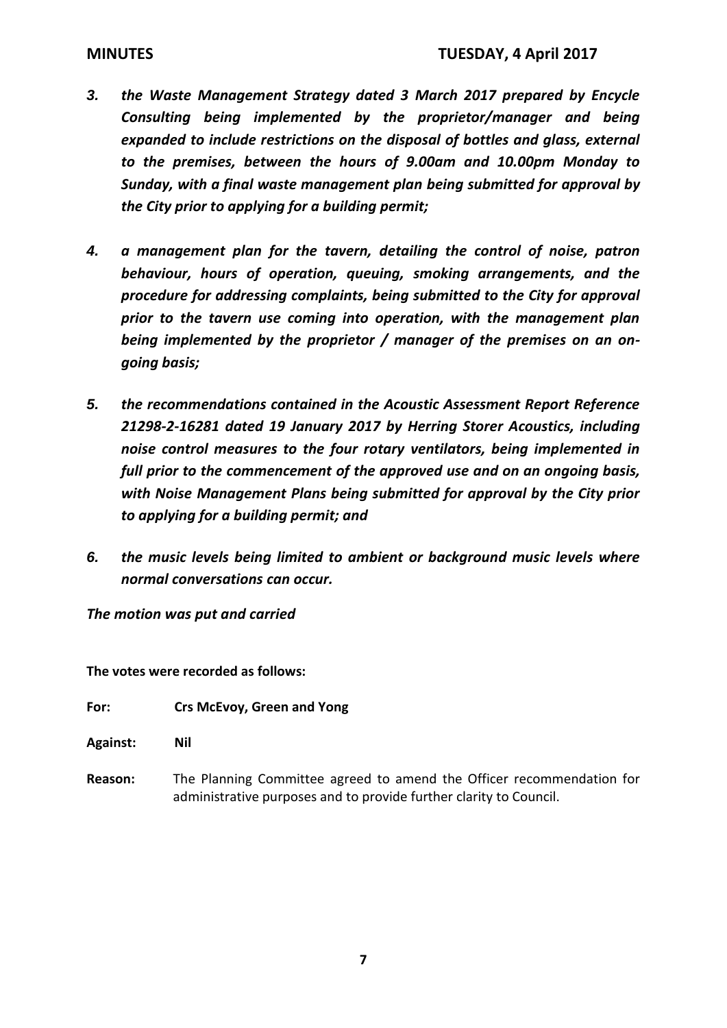3. ***the Waste Management Strategy dated 3 March 2017 prepared by Encycle Consulting being implemented by the proprietor/manager and being expanded to include restrictions on the disposal of bottles and glass, external to the premises, between the hours of 9.00am and 10.00pm Monday to Sunday, with a final waste management plan being submitted for approval by the City prior to applying for a building permit;***

4. ***a management plan for the tavern, detailing the control of noise, patron behaviour, hours of operation, queuing, smoking arrangements, and the procedure for addressing complaints, being submitted to the City for approval prior to the tavern use coming into operation, with the management plan being implemented by the proprietor / manager of the premises on an on-going basis;***

5. ***the recommendations contained in the Acoustic Assessment Report Reference 21298-2-16281 dated 19 January 2017 by Herring Storer Acoustics, including noise control measures to the four rotary ventilators, being implemented in full prior to the commencement of the approved use and on an ongoing basis, with Noise Management Plans being submitted for approval by the City prior to applying for a building permit; and***

6. ***the music levels being limited to ambient or background music levels where normal conversations can occur.***

***The motion was put and carried***

**The votes were recorded as follows:**

**For:** **Crs McEvoy, Green and Yong**

**Against:** **Nil**

**Reason:** The Planning Committee agreed to amend the Officer recommendation for administrative purposes and to provide further clarity to Council.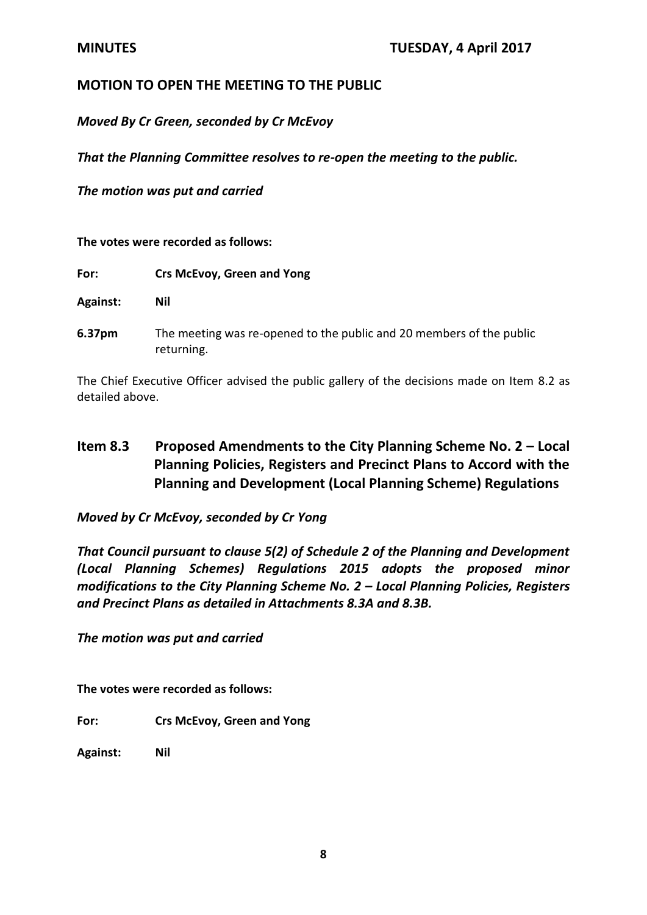## MOTION TO OPEN THE MEETING TO THE PUBLIC

***Moved By Cr Green, seconded by Cr McEvoy***

***That the Planning Committee resolves to re-open the meeting to the public.***

***The motion was put and carried***

**The votes were recorded as follows:**

**For:** **Crs McEvoy, Green and Yong**

**Against:** **Nil**

**6.37pm** The meeting was re-opened to the public and 20 members of the public returning.

The Chief Executive Officer advised the public gallery of the decisions made on Item 8.2 as detailed above.

## Item 8.3 Proposed Amendments to the City Planning Scheme No. 2 – Local Planning Policies, Registers and Precinct Plans to Accord with the Planning and Development (Local Planning Scheme) Regulations

***Moved by Cr McEvoy, seconded by Cr Yong***

***That Council pursuant to clause 5(2) of Schedule 2 of the Planning and Development (Local Planning Schemes) Regulations 2015 adopts the proposed minor modifications to the City Planning Scheme No. 2 – Local Planning Policies, Registers and Precinct Plans as detailed in Attachments 8.3A and 8.3B.***

***The motion was put and carried***

**The votes were recorded as follows:**

**For:** **Crs McEvoy, Green and Yong**

**Against:** **Nil**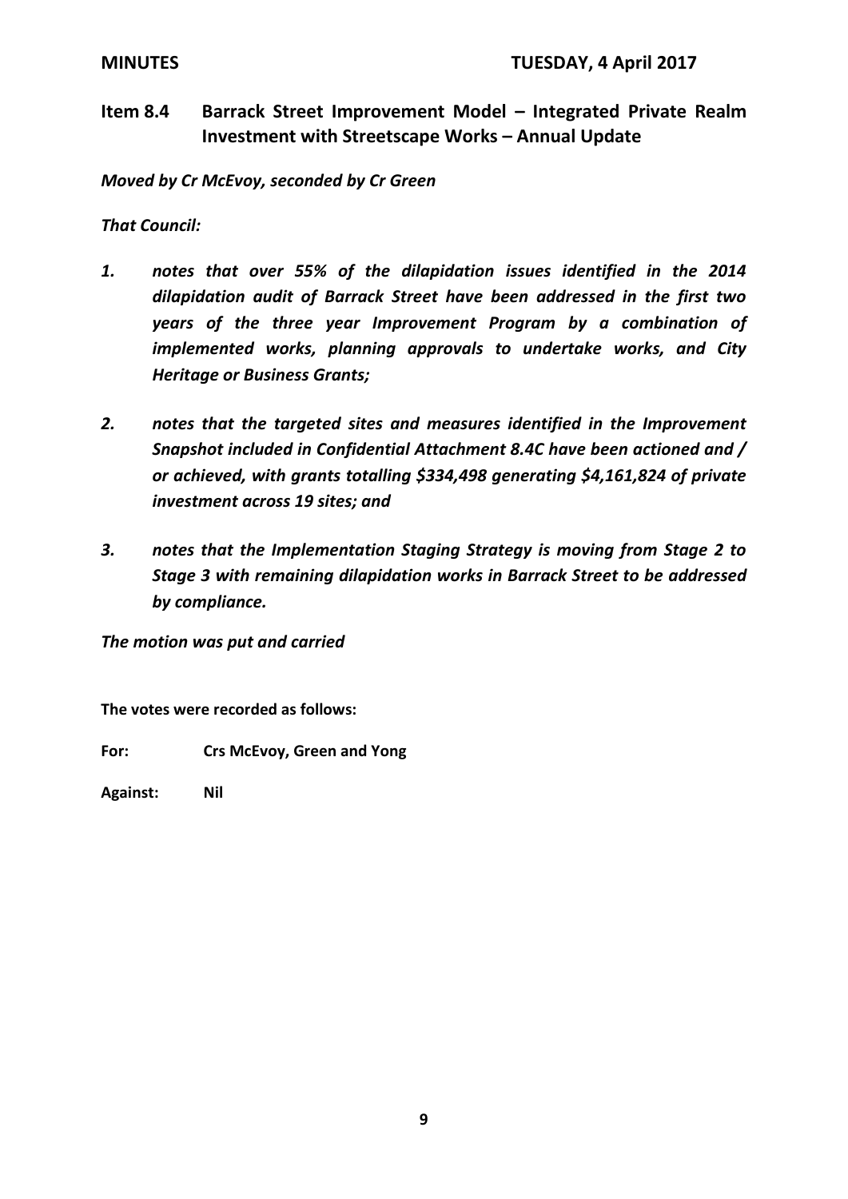## Item 8.4 Barrack Street Improvement Model – Integrated Private Realm Investment with Streetscape Works – Annual Update

***Moved by Cr McEvoy, seconded by Cr Green***

***That Council:***

1. ***notes that over 55% of the dilapidation issues identified in the 2014 dilapidation audit of Barrack Street have been addressed in the first two years of the three year Improvement Program by a combination of implemented works, planning approvals to undertake works, and City Heritage or Business Grants;***

2. ***notes that the targeted sites and measures identified in the Improvement Snapshot included in Confidential Attachment 8.4C have been actioned and / or achieved, with grants totalling $334,498 generating $4,161,824 of private investment across 19 sites; and***

3. ***notes that the Implementation Staging Strategy is moving from Stage 2 to Stage 3 with remaining dilapidation works in Barrack Street to be addressed by compliance.***

***The motion was put and carried***

**The votes were recorded as follows:**

**For:** **Crs McEvoy, Green and Yong**

**Against:** **Nil**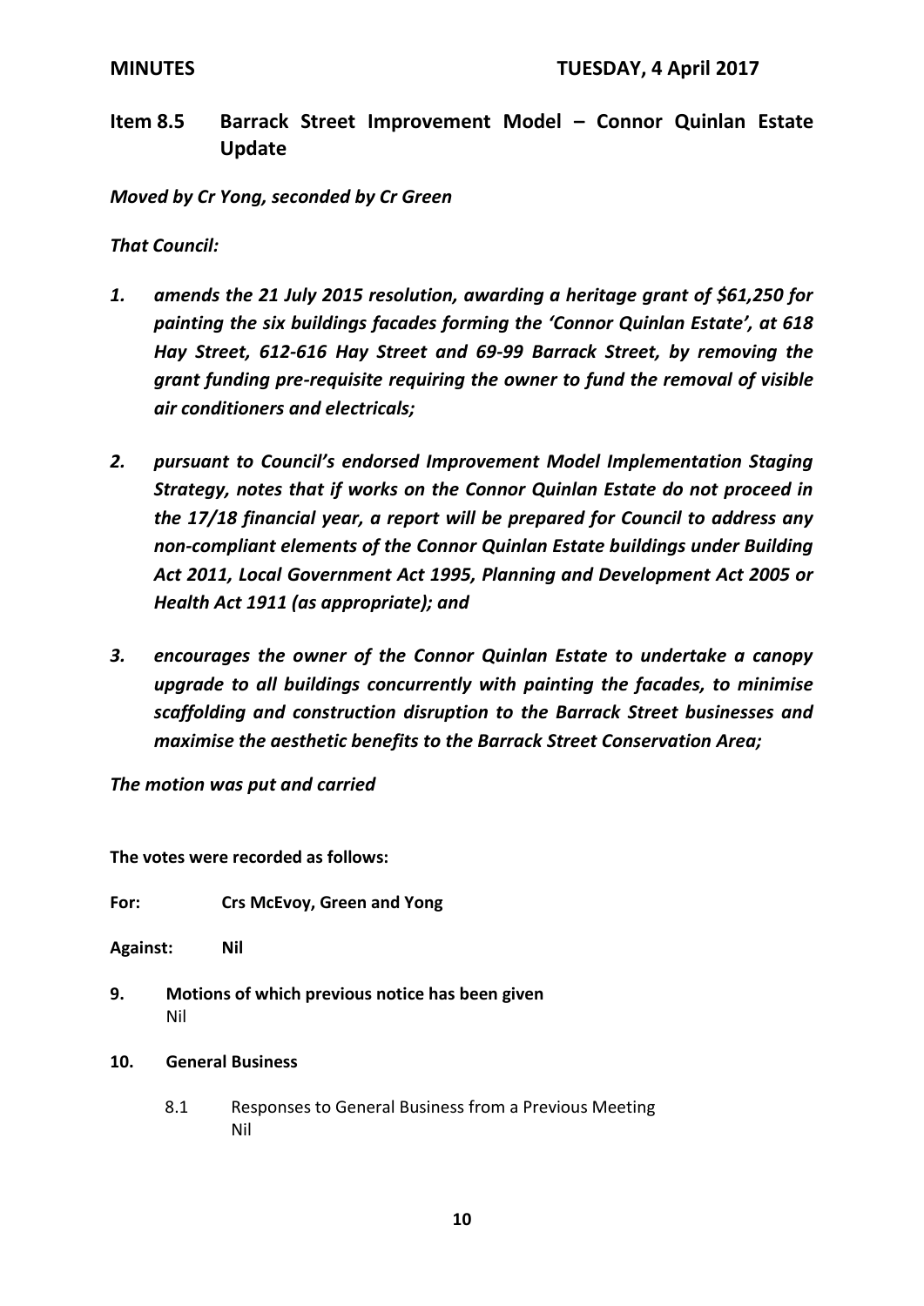## Item 8.5 Barrack Street Improvement Model – Connor Quinlan Estate Update

***Moved by Cr Yong, seconded by Cr Green***

***That Council:***

1. ***amends the 21 July 2015 resolution, awarding a heritage grant of $61,250 for painting the six buildings facades forming the 'Connor Quinlan Estate', at 618 Hay Street, 612-616 Hay Street and 69-99 Barrack Street, by removing the grant funding pre-requisite requiring the owner to fund the removal of visible air conditioners and electricals;***

2. ***pursuant to Council's endorsed Improvement Model Implementation Staging Strategy, notes that if works on the Connor Quinlan Estate do not proceed in the 17/18 financial year, a report will be prepared for Council to address any non-compliant elements of the Connor Quinlan Estate buildings under Building Act 2011, Local Government Act 1995, Planning and Development Act 2005 or Health Act 1911 (as appropriate); and***

3. ***encourages the owner of the Connor Quinlan Estate to undertake a canopy upgrade to all buildings concurrently with painting the facades, to minimise scaffolding and construction disruption to the Barrack Street businesses and maximise the aesthetic benefits to the Barrack Street Conservation Area;***

***The motion was put and carried***

**The votes were recorded as follows:**

**For:** **Crs McEvoy, Green and Yong**

**Against:** **Nil**

**9. Motions of which previous notice has been given**
Nil

**10. General Business**

8.1 Responses to General Business from a Previous Meeting
Nil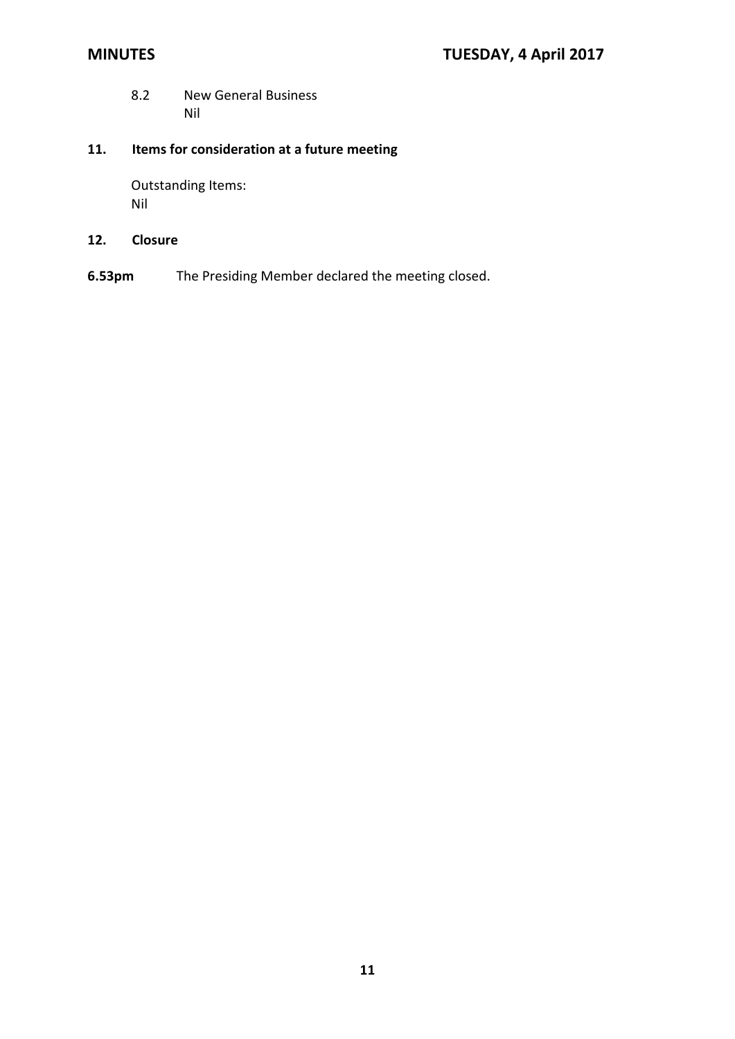8.2 New General Business
Nil

## 11. Items for consideration at a future meeting

Outstanding Items:
Nil

## 12. Closure

**6.53pm** The Presiding Member declared the meeting closed.